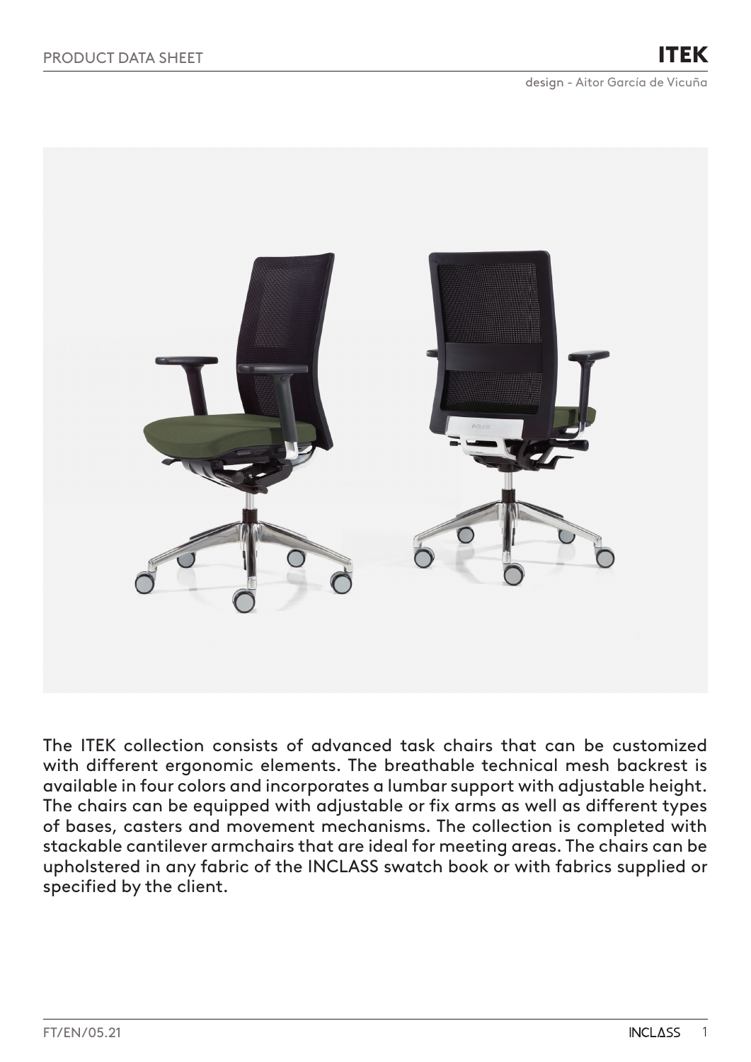# ITEK

design - Aitor García de Vicuña

The ITEK collection consists of advanced task chairs that can be customized with different ergonomic elements. The breathable technical mesh backrest is available in four colors and incorporates a lumbar support with adjustable height. The chairs can be equipped with adjustable or fix arms as well as different types of bases, casters and movement mechanisms. The collection is completed with stackable cantilever armchairs that are ideal for meeting areas. The chairs can be upholstered in any fabric of the INCLASS swatch book or with fabrics supplied or specified by the client.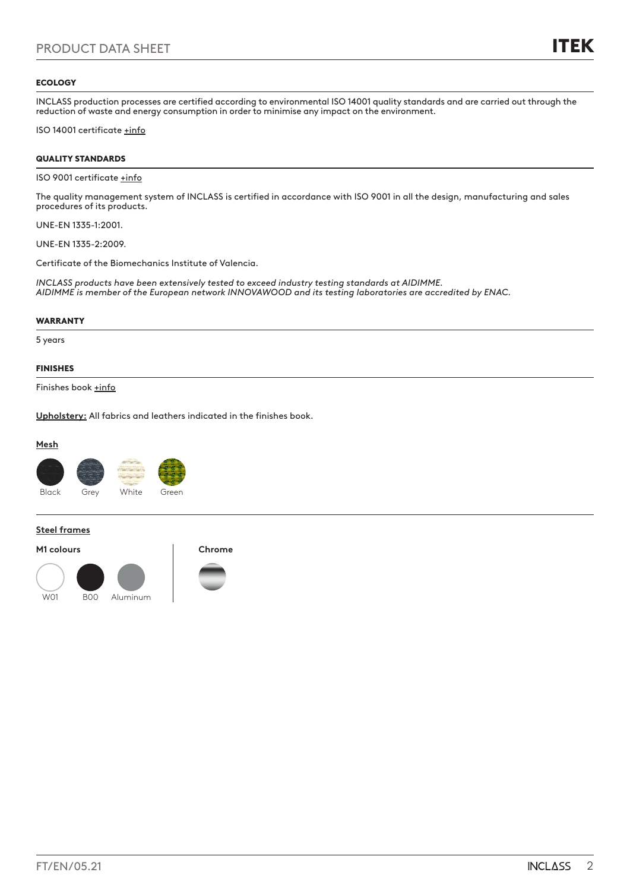## ECOLOGY

INCLASS production processes are certified according to environmental ISO 14001 quality standards and are carried out through the reduction of waste and energy consumption in order to minimise any impact on the environment.

ISO 14001 certificate +info

## QUALITY STANDARDS

ISO 9001 certificate +info

The quality management system of INCLASS is certified in accordance with ISO 9001 in all the design, manufacturing and sales procedures of its products.

UNE-EN 1335-1:2001.

UNE-EN 1335-2:2009.

Certificate of the Biomechanics Institute of Valencia.

*INCLASS products have been extensively tested to exceed industry testing standards at AIDIMME.*
*AIDIMME is member of the European network INNOVAWOOD and its testing laboratories are accredited by ENAC.*

## WARRANTY

5 years

## FINISHES

Finishes book +info

**Upholstery:** All fabrics and leathers indicated in the finishes book.

**Mesh**

Black    Grey    White    Green

**Steel frames**

**M1 colours**

W01    B00    Aluminum

**Chrome**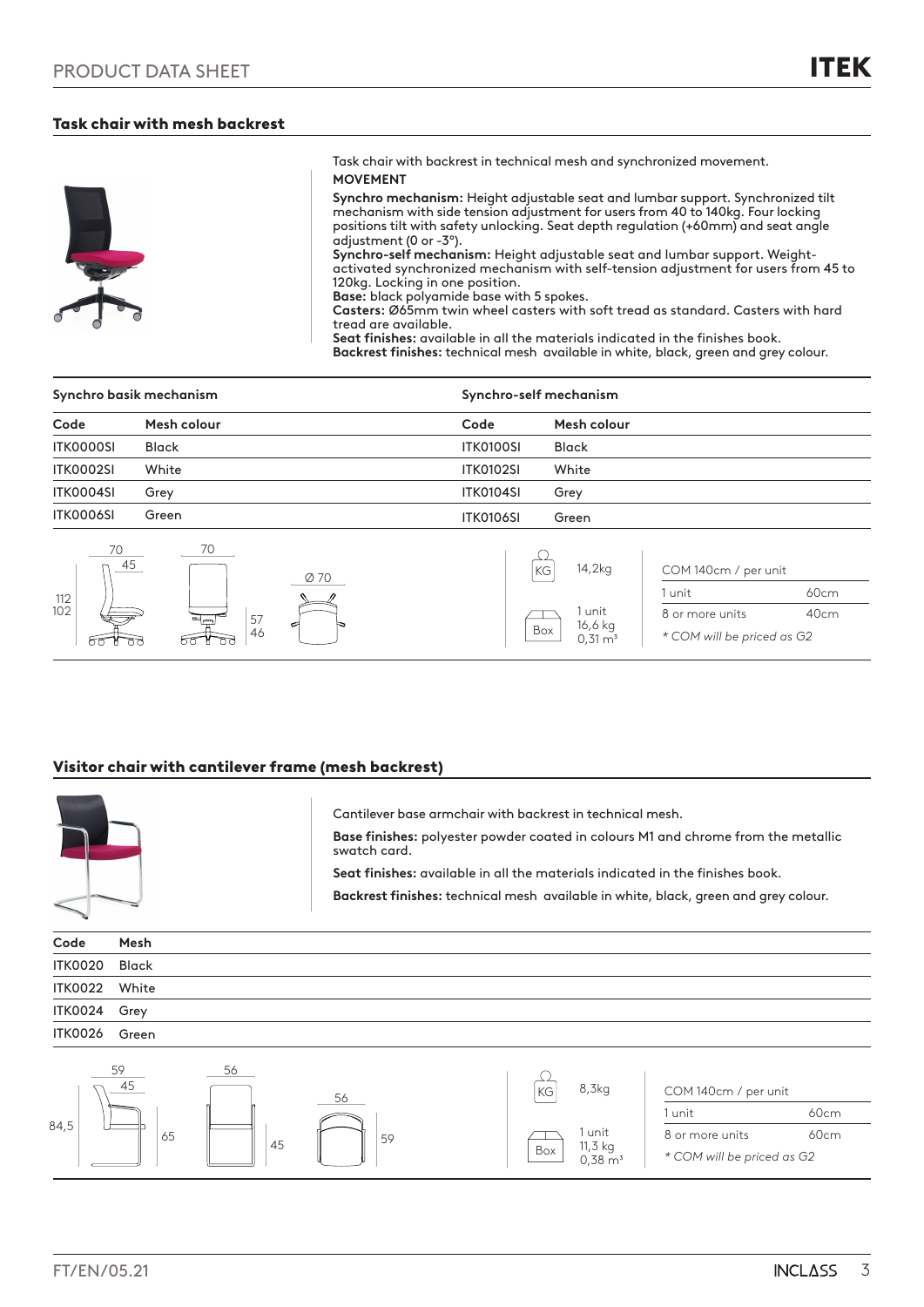## Task chair with mesh backrest

Task chair with backrest in technical mesh and synchronized movement.

**MOVEMENT**

**Synchro mechanism:** Height adjustable seat and lumbar support. Synchronized tilt mechanism with side tension adjustment for users from 40 to 140kg. Four locking positions tilt with safety unlocking. Seat depth regulation (+60mm) and seat angle adjustment (0 or -3º).
**Synchro-self mechanism:** Height adjustable seat and lumbar support. Weight-activated synchronized mechanism with self-tension adjustment for users from 45 to 120kg. Locking in one position.
**Base:** black polyamide base with 5 spokes.
**Casters:** Ø65mm twin wheel casters with soft tread as standard. Casters with hard tread are available.
**Seat finishes:** available in all the materials indicated in the finishes book.
**Backrest finishes:** technical mesh available in white, black, green and grey colour.

| Synchro basik mechanism | | Synchro-self mechanism | |
|---|---|---|---|
| **Code** | **Mesh colour** | **Code** | **Mesh colour** |
| ITK0000SI | Black | ITK0100SI | Black |
| ITK0002SI | White | ITK0102SI | White |
| ITK0004SI | Grey | ITK0104SI | Grey |
| ITK0006SI | Green | ITK0106SI | Green |

Dimensions: 70 / 45 / 112 / 102 / 70 / 57 / 46 / Ø 70

KG 14,2kg

Box: 1 unit, 16,6 kg, 0,31 m³

| COM 140cm / per unit | |
|---|---|
| 1 unit | 60cm |
| 8 or more units | 40cm |

*\* COM will be priced as G2*

## Visitor chair with cantilever frame (mesh backrest)

Cantilever base armchair with backrest in technical mesh.

**Base finishes:** polyester powder coated in colours M1 and chrome from the metallic swatch card.

**Seat finishes:** available in all the materials indicated in the finishes book.

**Backrest finishes:** technical mesh available in white, black, green and grey colour.

| Code | Mesh |
|---|---|
| ITK0020 | Black |
| ITK0022 | White |
| ITK0024 | Grey |
| ITK0026 | Green |

Dimensions: 59 / 45 / 84,5 / 65 / 56 / 45 / 56 / 59

KG 8,3kg

Box: 1 unit, 11,3 kg, 0,38 m³

| COM 140cm / per unit | |
|---|---|
| 1 unit | 60cm |
| 8 or more units | 60cm |

*\* COM will be priced as G2*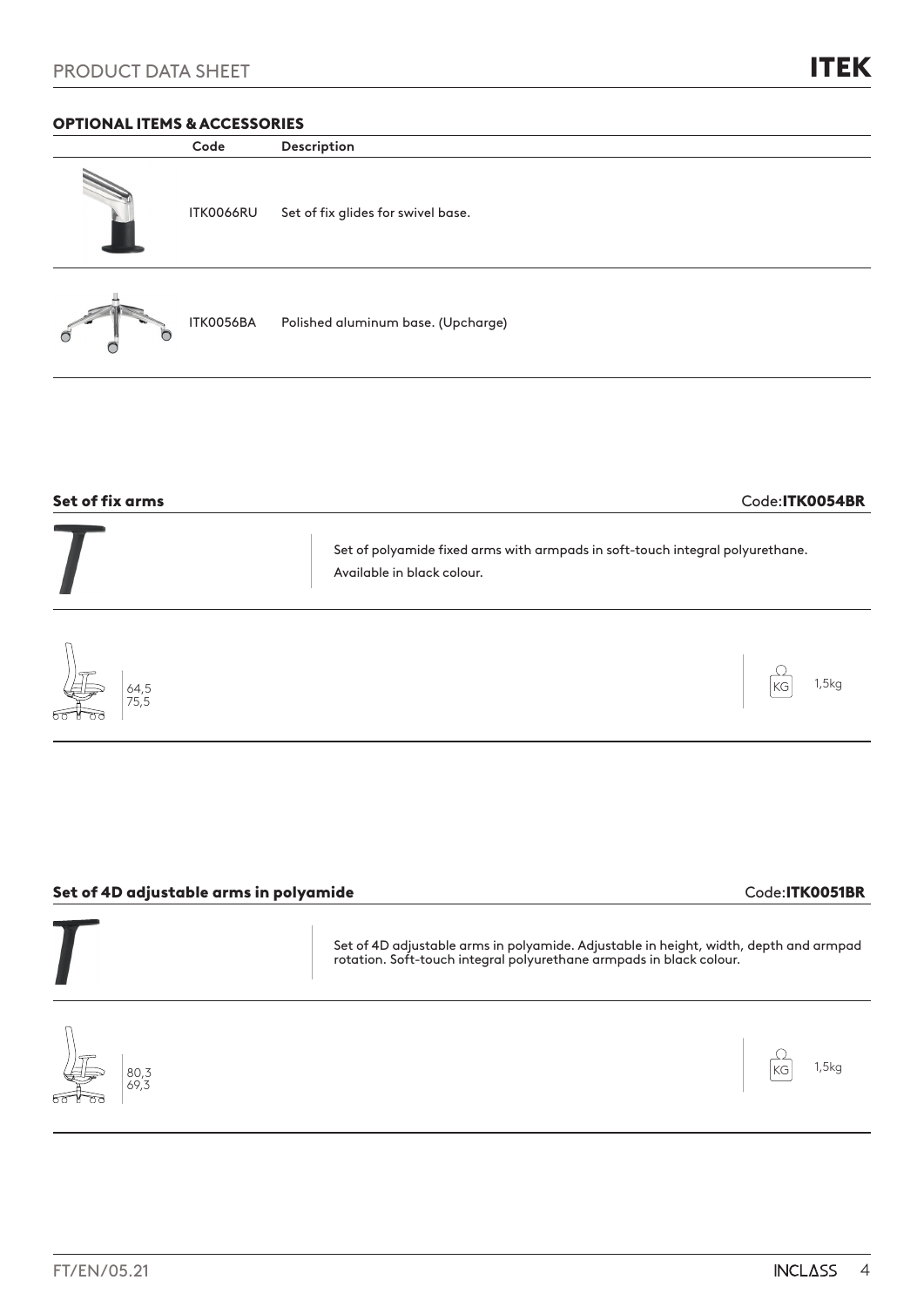## OPTIONAL ITEMS & ACCESSORIES

| | Code | Description |
|---|---|---|
| | ITK0066RU | Set of fix glides for swivel base. |
| | ITK0056BA | Polished aluminum base. (Upcharge) |

## Set of fix arms

Code:**ITK0054BR**

Set of polyamide fixed arms with armpads in soft-touch integral polyurethane.
Available in black colour.

64,5
75,5

KG 1,5kg

## Set of 4D adjustable arms in polyamide

Code:**ITK0051BR**

Set of 4D adjustable arms in polyamide. Adjustable in height, width, depth and armpad rotation. Soft-touch integral polyurethane armpads in black colour.

80,3
69,3

KG 1,5kg